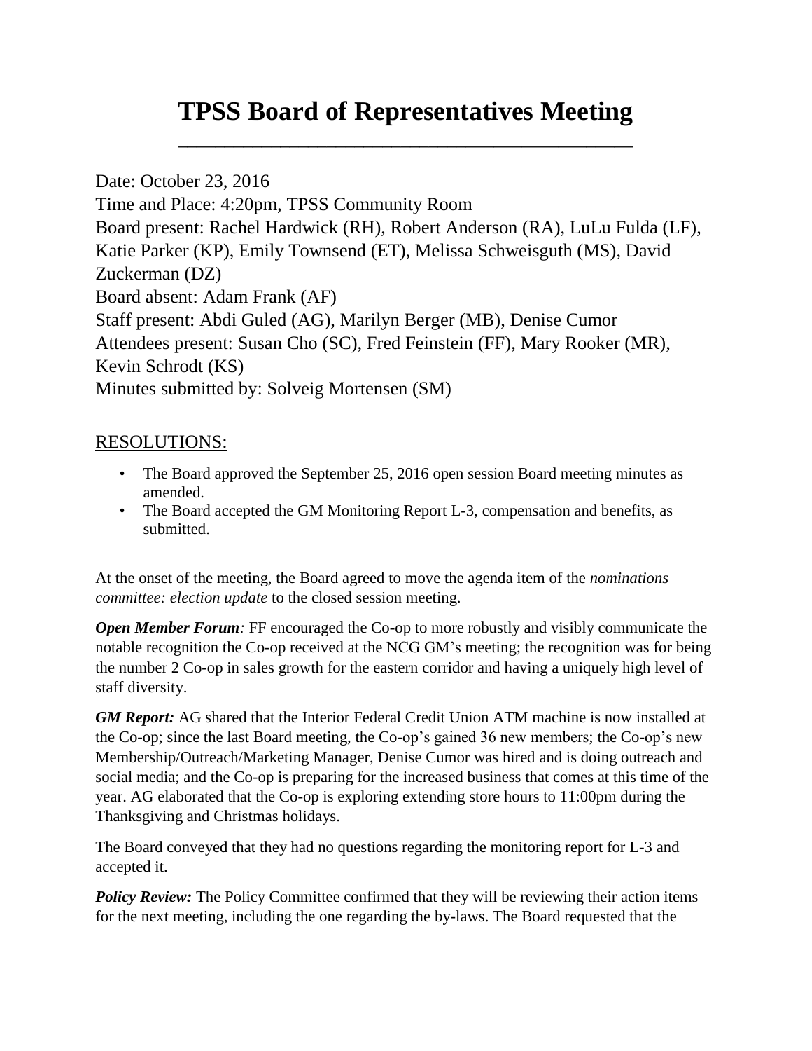# TPSS Board of Representatives Meeting

Date: October 23, 2016
Time and Place: 4:20pm, TPSS Community Room
Board present: Rachel Hardwick (RH), Robert Anderson (RA), LuLu Fulda (LF), Katie Parker (KP), Emily Townsend (ET), Melissa Schweisguth (MS), David Zuckerman (DZ)
Board absent: Adam Frank (AF)
Staff present: Abdi Guled (AG), Marilyn Berger (MB), Denise Cumor
Attendees present: Susan Cho (SC), Fred Feinstein (FF), Mary Rooker (MR), Kevin Schrodt (KS)
Minutes submitted by: Solveig Mortensen (SM)

## RESOLUTIONS:

- The Board approved the September 25, 2016 open session Board meeting minutes as amended.
- The Board accepted the GM Monitoring Report L-3, compensation and benefits, as submitted.

At the onset of the meeting, the Board agreed to move the agenda item of the *nominations committee: election update* to the closed session meeting.

***Open Member Forum****:* FF encouraged the Co-op to more robustly and visibly communicate the notable recognition the Co-op received at the NCG GM's meeting; the recognition was for being the number 2 Co-op in sales growth for the eastern corridor and having a uniquely high level of staff diversity.

***GM Report:*** AG shared that the Interior Federal Credit Union ATM machine is now installed at the Co-op; since the last Board meeting, the Co-op's gained 36 new members; the Co-op's new Membership/Outreach/Marketing Manager, Denise Cumor was hired and is doing outreach and social media; and the Co-op is preparing for the increased business that comes at this time of the year. AG elaborated that the Co-op is exploring extending store hours to 11:00pm during the Thanksgiving and Christmas holidays.

The Board conveyed that they had no questions regarding the monitoring report for L-3 and accepted it.

***Policy Review:*** The Policy Committee confirmed that they will be reviewing their action items for the next meeting, including the one regarding the by-laws. The Board requested that the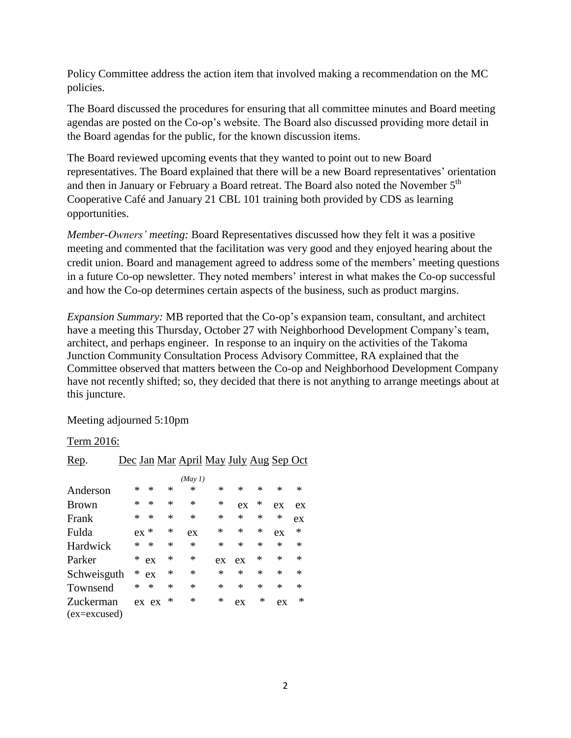Policy Committee address the action item that involved making a recommendation on the MC policies.

The Board discussed the procedures for ensuring that all committee minutes and Board meeting agendas are posted on the Co-op's website. The Board also discussed providing more detail in the Board agendas for the public, for the known discussion items.

The Board reviewed upcoming events that they wanted to point out to new Board representatives. The Board explained that there will be a new Board representatives' orientation and then in January or February a Board retreat. The Board also noted the November 5th Cooperative Café and January 21 CBL 101 training both provided by CDS as learning opportunities.

*Member-Owners' meeting:* Board Representatives discussed how they felt it was a positive meeting and commented that the facilitation was very good and they enjoyed hearing about the credit union. Board and management agreed to address some of the members' meeting questions in a future Co-op newsletter. They noted members' interest in what makes the Co-op successful and how the Co-op determines certain aspects of the business, such as product margins.

*Expansion Summary:* MB reported that the Co-op's expansion team, consultant, and architect have a meeting this Thursday, October 27 with Neighborhood Development Company's team, architect, and perhaps engineer. In response to an inquiry on the activities of the Takoma Junction Community Consultation Process Advisory Committee, RA explained that the Committee observed that matters between the Co-op and Neighborhood Development Company have not recently shifted; so, they decided that there is not anything to arrange meetings about at this juncture.

Meeting adjourned 5:10pm

Term 2016:

| Rep. | Dec | Jan | Mar | April (May 1) | May | July | Aug | Sep | Oct |
|---|---|---|---|---|---|---|---|---|---|
| Anderson | * | * | * | * | * | * | * | * | * |
| Brown | * | * | * | * | * | ex | * | ex | ex |
| Frank | * | * | * | * | * | * | * | * | ex |
| Fulda | ex | * | * | ex | * | * | * | ex | * |
| Hardwick | * | * | * | * | * | * | * | * | * |
| Parker | * | ex | * | * | ex | ex | * | * | * |
| Schweisguth | * | ex | * | * | * | * | * | * | * |
| Townsend | * | * | * | * | * | * | * | * | * |
| Zuckerman | ex | ex | * | * | * | ex | * | ex | * |

(ex=excused)